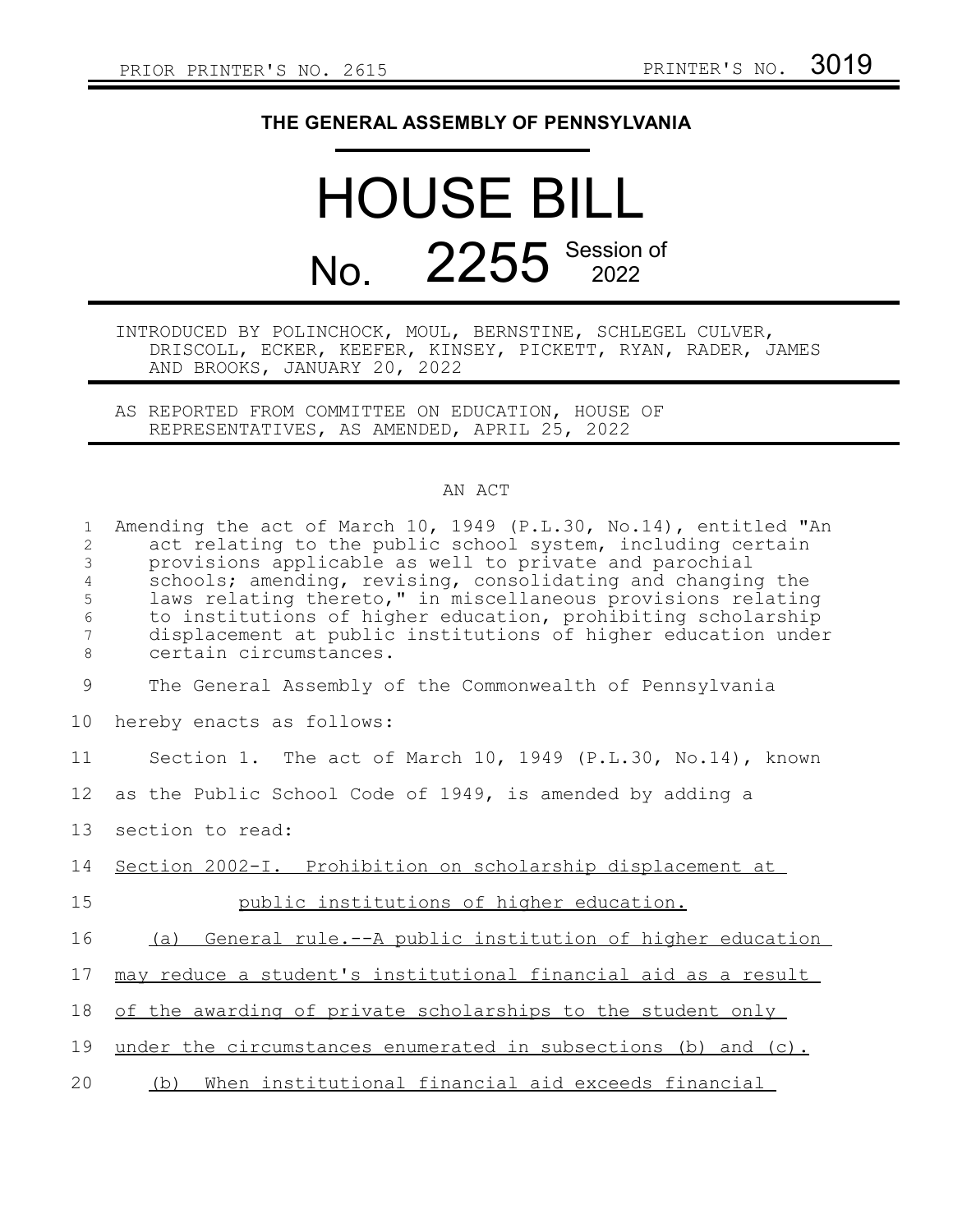PRIOR PRINTER'S NO. 2615 PRINTER'S NO. 3019

**THE GENERAL ASSEMBLY OF PENNSYLVANIA**

# HOUSE BILL

# No. 2255 Session of 2022

INTRODUCED BY POLINCHOCK, MOUL, BERNSTINE, SCHLEGEL CULVER, DRISCOLL, ECKER, KEEFER, KINSEY, PICKETT, RYAN, RADER, JAMES AND BROOKS, JANUARY 20, 2022

AS REPORTED FROM COMMITTEE ON EDUCATION, HOUSE OF REPRESENTATIVES, AS AMENDED, APRIL 25, 2022

AN ACT

Amending the act of March 10, 1949 (P.L.30, No.14), entitled "An act relating to the public school system, including certain provisions applicable as well to private and parochial schools; amending, revising, consolidating and changing the laws relating thereto," in miscellaneous provisions relating to institutions of higher education, prohibiting scholarship displacement at public institutions of higher education under certain circumstances.

The General Assembly of the Commonwealth of Pennsylvania hereby enacts as follows:

Section 1. The act of March 10, 1949 (P.L.30, No.14), known as the Public School Code of 1949, is amended by adding a section to read:

Section 2002-I. Prohibition on scholarship displacement at public institutions of higher education.

(a) General rule.--A public institution of higher education may reduce a student's institutional financial aid as a result of the awarding of private scholarships to the student only under the circumstances enumerated in subsections (b) and (c).

(b) When institutional financial aid exceeds financial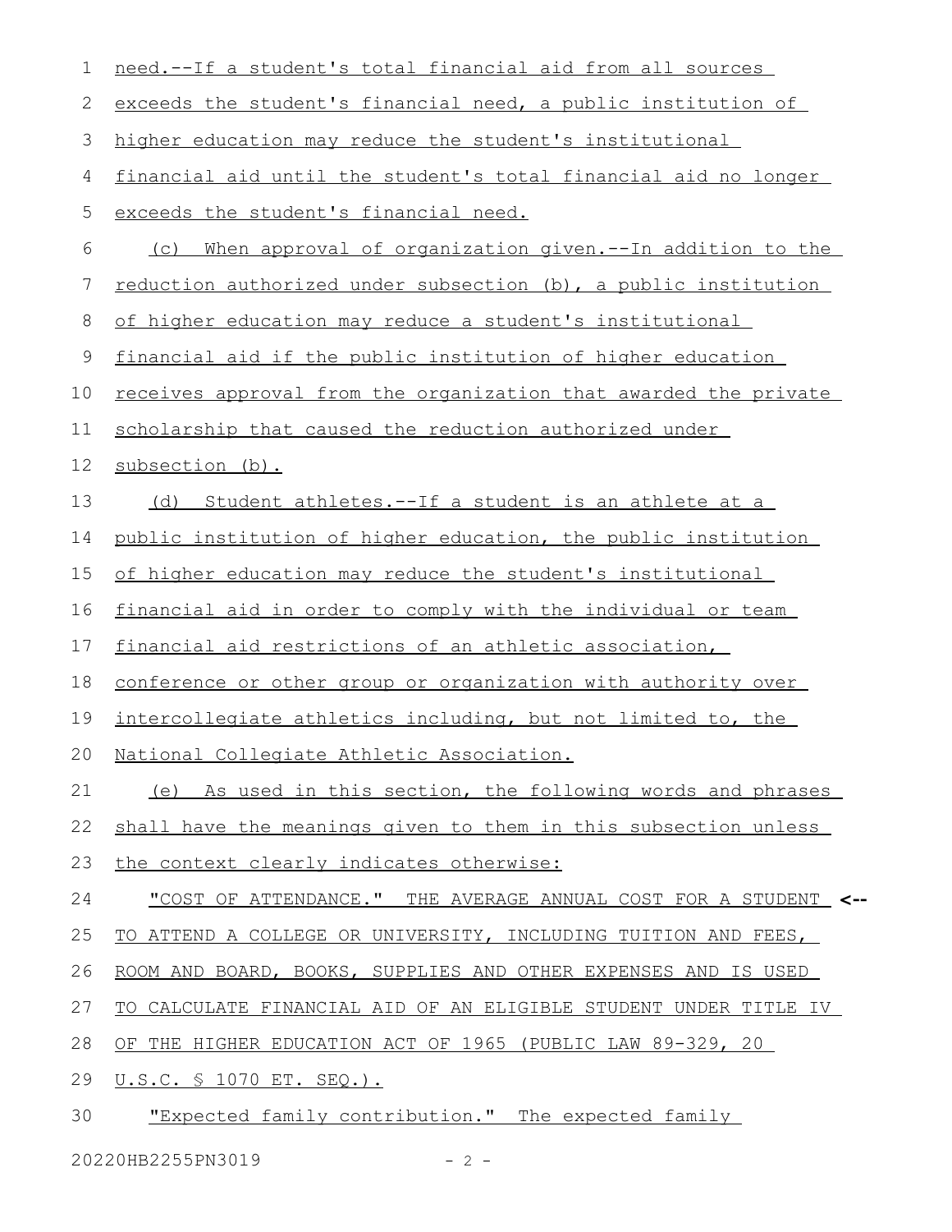need.--If a student's total financial aid from all sources exceeds the student's financial need, a public institution of higher education may reduce the student's institutional financial aid until the student's total financial aid no longer exceeds the student's financial need.

(c) When approval of organization given.--In addition to the reduction authorized under subsection (b), a public institution of higher education may reduce a student's institutional financial aid if the public institution of higher education receives approval from the organization that awarded the private scholarship that caused the reduction authorized under subsection (b).

(d) Student athletes.--If a student is an athlete at a public institution of higher education, the public institution of higher education may reduce the student's institutional financial aid in order to comply with the individual or team financial aid restrictions of an athletic association, conference or other group or organization with authority over intercollegiate athletics including, but not limited to, the National Collegiate Athletic Association.

(e) As used in this section, the following words and phrases shall have the meanings given to them in this subsection unless the context clearly indicates otherwise:

"COST OF ATTENDANCE." THE AVERAGE ANNUAL COST FOR A STUDENT TO ATTEND A COLLEGE OR UNIVERSITY, INCLUDING TUITION AND FEES, ROOM AND BOARD, BOOKS, SUPPLIES AND OTHER EXPENSES AND IS USED TO CALCULATE FINANCIAL AID OF AN ELIGIBLE STUDENT UNDER TITLE IV OF THE HIGHER EDUCATION ACT OF 1965 (PUBLIC LAW 89-329, 20 U.S.C. § 1070 ET. SEQ.).

"Expected family contribution." The expected family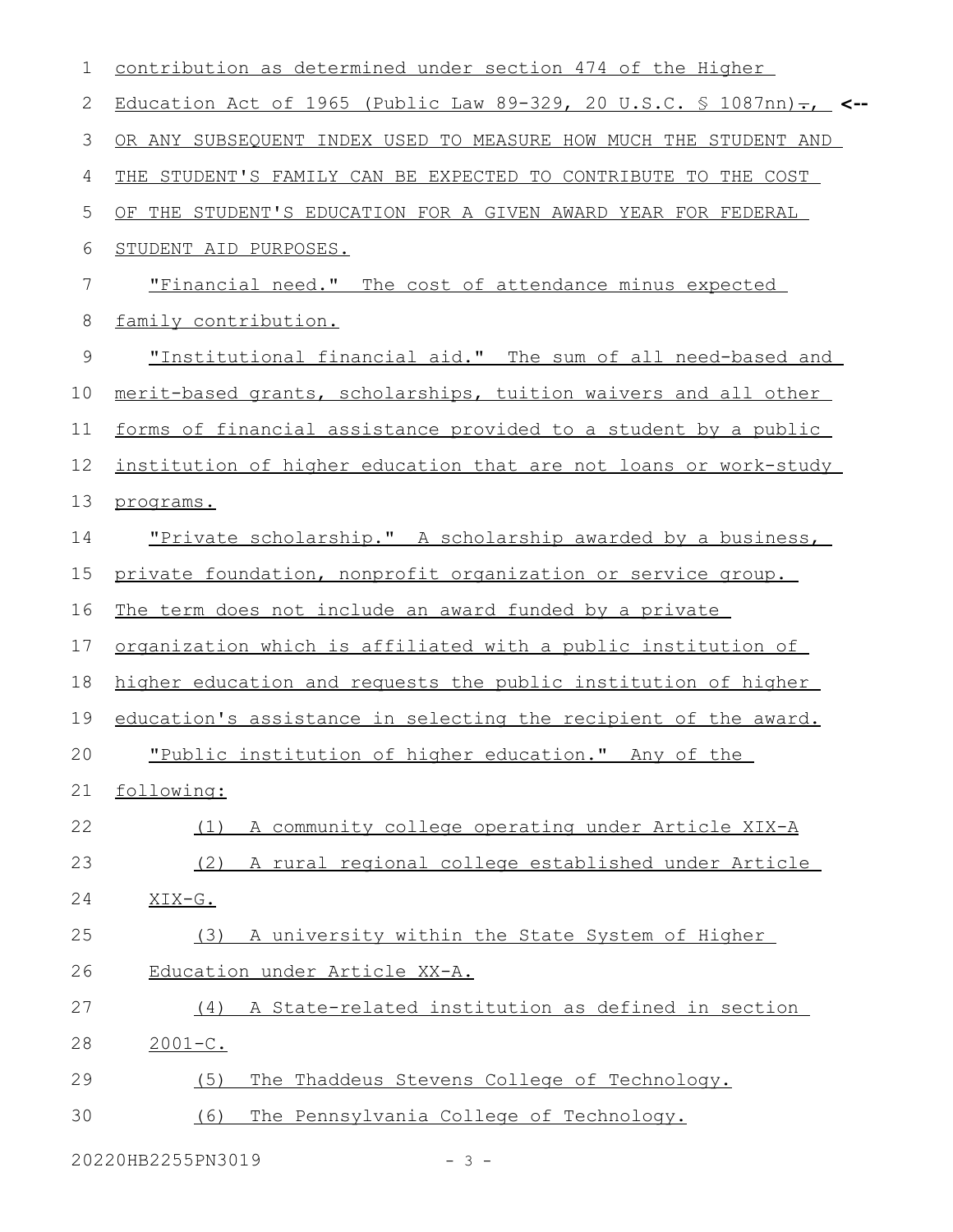contribution as determined under section 474 of the Higher Education Act of 1965 (Public Law 89-329, 20 U.S.C. § 1087nn)., <-- OR ANY SUBSEQUENT INDEX USED TO MEASURE HOW MUCH THE STUDENT AND THE STUDENT'S FAMILY CAN BE EXPECTED TO CONTRIBUTE TO THE COST OF THE STUDENT'S EDUCATION FOR A GIVEN AWARD YEAR FOR FEDERAL STUDENT AID PURPOSES.

"Financial need." The cost of attendance minus expected family contribution.

"Institutional financial aid." The sum of all need-based and merit-based grants, scholarships, tuition waivers and all other forms of financial assistance provided to a student by a public institution of higher education that are not loans or work-study programs.

"Private scholarship." A scholarship awarded by a business, private foundation, nonprofit organization or service group. The term does not include an award funded by a private organization which is affiliated with a public institution of higher education and requests the public institution of higher education's assistance in selecting the recipient of the award.

"Public institution of higher education." Any of the following:

(1) A community college operating under Article XIX-A

(2) A rural regional college established under Article XIX-G.

(3) A university within the State System of Higher Education under Article XX-A.

(4) A State-related institution as defined in section 2001-C.

(5) The Thaddeus Stevens College of Technology.

(6) The Pennsylvania College of Technology.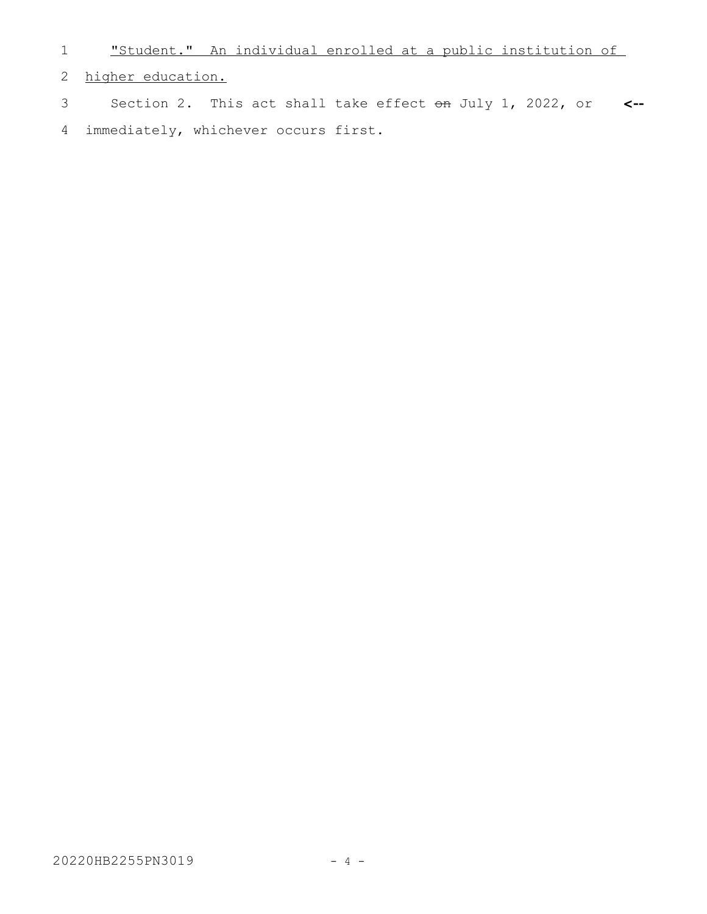"Student." An individual enrolled at a public institution of higher education.

Section 2. This act shall take effect ~~on~~ July 1, 2022, or immediately, whichever occurs first.